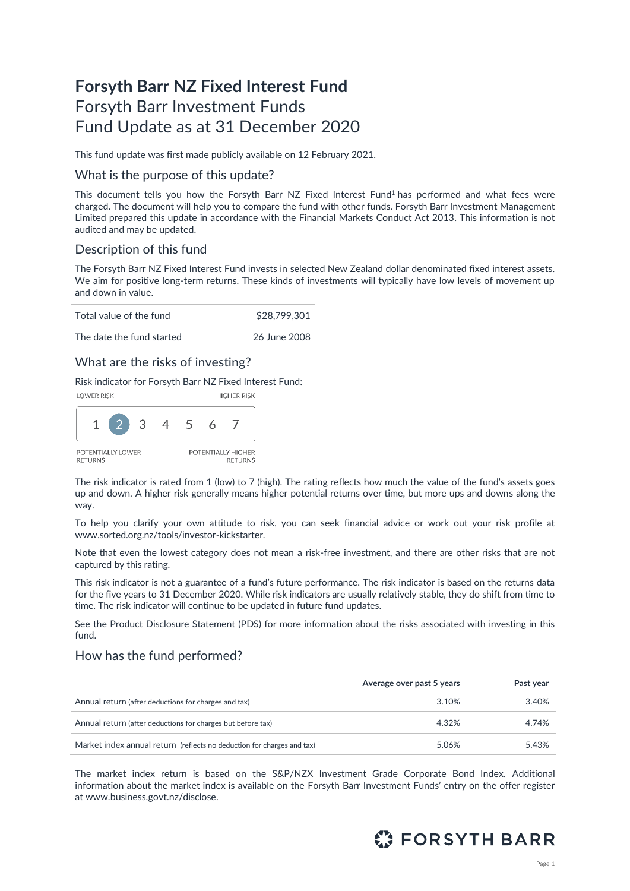# Forsyth Barr NZ Fixed Interest Fund

## Forsyth Barr Investment Funds

## Fund Update as at 31 December 2020

This fund update was first made publicly available on 12 February 2021.

### What is the purpose of this update?

This document tells you how the Forsyth Barr NZ Fixed Interest Fund[1] has performed and what fees were charged. The document will help you to compare the fund with other funds. Forsyth Barr Investment Management Limited prepared this update in accordance with the Financial Markets Conduct Act 2013. This information is not audited and may be updated.

### Description of this fund

The Forsyth Barr NZ Fixed Interest Fund invests in selected New Zealand dollar denominated fixed interest assets. We aim for positive long-term returns. These kinds of investments will typically have low levels of movement up and down in value.

| | |
|---|---|
| Total value of the fund | $28,799,301 |
| The date the fund started | 26 June 2008 |

### What are the risks of investing?

Risk indicator for Forsyth Barr NZ Fixed Interest Fund:

LOWER RISK — HIGHER RISK

1 **(2)** 3 4 5 6 7

POTENTIALLY LOWER RETURNS — POTENTIALLY HIGHER RETURNS

The risk indicator is rated from 1 (low) to 7 (high). The rating reflects how much the value of the fund's assets goes up and down. A higher risk generally means higher potential returns over time, but more ups and downs along the way.

To help you clarify your own attitude to risk, you can seek financial advice or work out your risk profile at www.sorted.org.nz/tools/investor-kickstarter.

Note that even the lowest category does not mean a risk-free investment, and there are other risks that are not captured by this rating.

This risk indicator is not a guarantee of a fund's future performance. The risk indicator is based on the returns data for the five years to 31 December 2020. While risk indicators are usually relatively stable, they do shift from time to time. The risk indicator will continue to be updated in future fund updates.

See the Product Disclosure Statement (PDS) for more information about the risks associated with investing in this fund.

### How has the fund performed?

| | Average over past 5 years | Past year |
|---|---|---|
| Annual return (after deductions for charges and tax) | 3.10% | 3.40% |
| Annual return (after deductions for charges but before tax) | 4.32% | 4.74% |
| Market index annual return (reflects no deduction for charges and tax) | 5.06% | 5.43% |

The market index return is based on the S&P/NZX Investment Grade Corporate Bond Index. Additional information about the market index is available on the Forsyth Barr Investment Funds' entry on the offer register at www.business.govt.nz/disclose.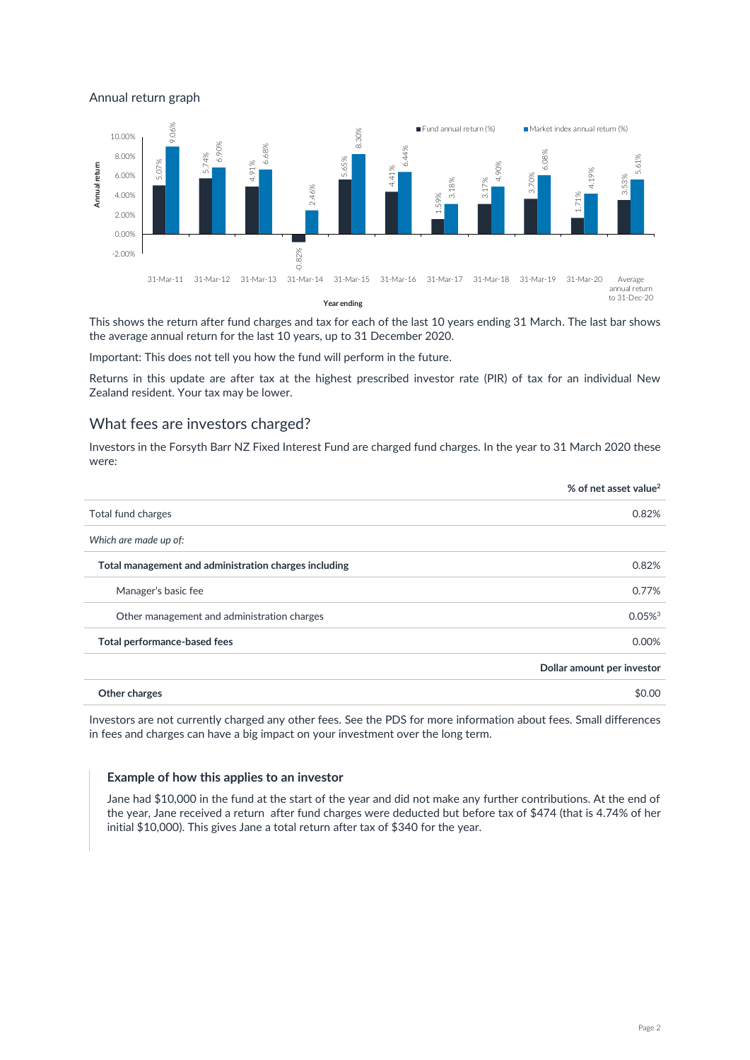Annual return graph

| Year ending | Fund annual return (%) | Market index annual return (%) |
|---|---|---|
| 31-Mar-11 | 5.07% | 9.06% |
| 31-Mar-12 | 5.74% | 6.90% |
| 31-Mar-13 | 4.91% | 6.68% |
| 31-Mar-14 | -0.82% | 2.46% |
| 31-Mar-15 | 5.65% | 8.30% |
| 31-Mar-16 | 4.41% | 6.44% |
| 31-Mar-17 | 1.59% | 3.18% |
| 31-Mar-18 | 3.17% | 4.90% |
| 31-Mar-19 | 3.70% | 6.08% |
| 31-Mar-20 | 1.71% | 4.19% |
| Average annual return to 31-Dec-20 | 3.53% | 5.61% |

This shows the return after fund charges and tax for each of the last 10 years ending 31 March. The last bar shows the average annual return for the last 10 years, up to 31 December 2020.

Important: This does not tell you how the fund will perform in the future.

Returns in this update are after tax at the highest prescribed investor rate (PIR) of tax for an individual New Zealand resident. Your tax may be lower.

## What fees are investors charged?

Investors in the Forsyth Barr NZ Fixed Interest Fund are charged fund charges. In the year to 31 March 2020 these were:

| | % of net asset value[2] |
|---|---|
| Total fund charges | 0.82% |
| *Which are made up of:* | |
| **Total management and administration charges including** | 0.82% |
| Manager's basic fee | 0.77% |
| Other management and administration charges | 0.05%[3] |
| **Total performance-based fees** | 0.00% |
| | **Dollar amount per investor** |
| **Other charges** | $0.00 |

Investors are not currently charged any other fees. See the PDS for more information about fees. Small differences in fees and charges can have a big impact on your investment over the long term.

### Example of how this applies to an investor

Jane had $10,000 in the fund at the start of the year and did not make any further contributions. At the end of the year, Jane received a return after fund charges were deducted but before tax of $474 (that is 4.74% of her initial $10,000). This gives Jane a total return after tax of $340 for the year.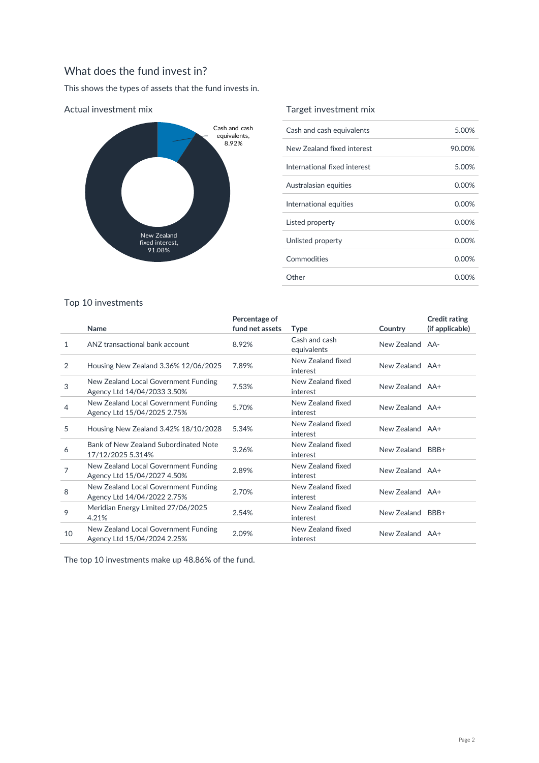## What does the fund invest in?

This shows the types of assets that the fund invests in.

### Actual investment mix

Cash and cash equivalents, 8.92%

New Zealand fixed interest, 91.08%

### Target investment mix

| | |
|---|---|
| Cash and cash equivalents | 5.00% |
| New Zealand fixed interest | 90.00% |
| International fixed interest | 5.00% |
| Australasian equities | 0.00% |
| International equities | 0.00% |
| Listed property | 0.00% |
| Unlisted property | 0.00% |
| Commodities | 0.00% |
| Other | 0.00% |

### Top 10 investments

| | Name | Percentage of fund net assets | Type | Country | Credit rating (if applicable) |
|---|---|---|---|---|---|
| 1 | ANZ transactional bank account | 8.92% | Cash and cash equivalents | New Zealand | AA- |
| 2 | Housing New Zealand 3.36% 12/06/2025 | 7.89% | New Zealand fixed interest | New Zealand | AA+ |
| 3 | New Zealand Local Government Funding Agency Ltd 14/04/2033 3.50% | 7.53% | New Zealand fixed interest | New Zealand | AA+ |
| 4 | New Zealand Local Government Funding Agency Ltd 15/04/2025 2.75% | 5.70% | New Zealand fixed interest | New Zealand | AA+ |
| 5 | Housing New Zealand 3.42% 18/10/2028 | 5.34% | New Zealand fixed interest | New Zealand | AA+ |
| 6 | Bank of New Zealand Subordinated Note 17/12/2025 5.314% | 3.26% | New Zealand fixed interest | New Zealand | BBB+ |
| 7 | New Zealand Local Government Funding Agency Ltd 15/04/2027 4.50% | 2.89% | New Zealand fixed interest | New Zealand | AA+ |
| 8 | New Zealand Local Government Funding Agency Ltd 14/04/2022 2.75% | 2.70% | New Zealand fixed interest | New Zealand | AA+ |
| 9 | Meridian Energy Limited 27/06/2025 4.21% | 2.54% | New Zealand fixed interest | New Zealand | BBB+ |
| 10 | New Zealand Local Government Funding Agency Ltd 15/04/2024 2.25% | 2.09% | New Zealand fixed interest | New Zealand | AA+ |

The top 10 investments make up 48.86% of the fund.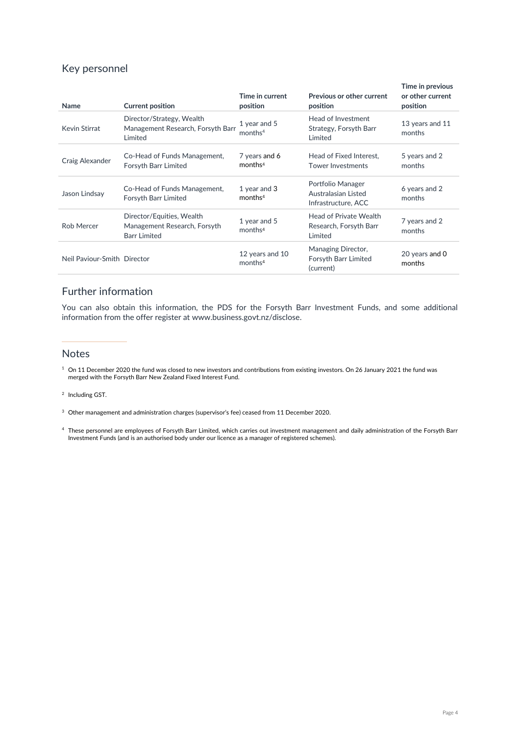## Key personnel

| Name | Current position | Time in current position | Previous or other current position | Time in previous or other current position |
|---|---|---|---|---|
| Kevin Stirrat | Director/Strategy, Wealth Management Research, Forsyth Barr Limited | 1 year and 5 months[4] | Head of Investment Strategy, Forsyth Barr Limited | 13 years and 11 months |
| Craig Alexander | Co-Head of Funds Management, Forsyth Barr Limited | 7 years and 6 months[4] | Head of Fixed Interest, Tower Investments | 5 years and 2 months |
| Jason Lindsay | Co-Head of Funds Management, Forsyth Barr Limited | 1 year and 3 months[4] | Portfolio Manager Australasian Listed Infrastructure, ACC | 6 years and 2 months |
| Rob Mercer | Director/Equities, Wealth Management Research, Forsyth Barr Limited | 1 year and 5 months[4] | Head of Private Wealth Research, Forsyth Barr Limited | 7 years and 2 months |
| Neil Paviour-Smith | Director | 12 years and 10 months[4] | Managing Director, Forsyth Barr Limited (current) | 20 years and 0 months |

## Further information

You can also obtain this information, the PDS for the Forsyth Barr Investment Funds, and some additional information from the offer register at www.business.govt.nz/disclose.

## Notes

[1] On 11 December 2020 the fund was closed to new investors and contributions from existing investors. On 26 January 2021 the fund was merged with the Forsyth Barr New Zealand Fixed Interest Fund.

[2] Including GST.

[3] Other management and administration charges (supervisor's fee) ceased from 11 December 2020.

[4] These personnel are employees of Forsyth Barr Limited, which carries out investment management and daily administration of the Forsyth Barr Investment Funds (and is an authorised body under our licence as a manager of registered schemes).